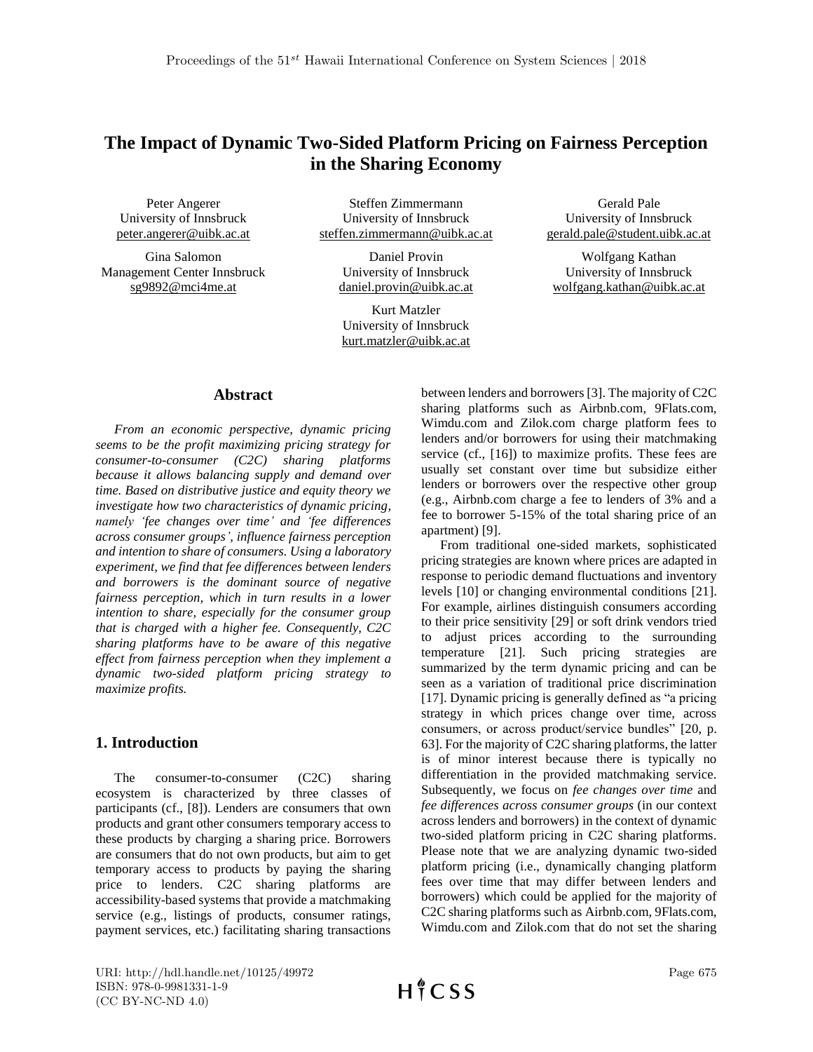# The Impact of Dynamic Two-Sided Platform Pricing on Fairness Perception in the Sharing Economy

Peter Angerer
University of Innsbruck
peter.angerer@uibk.ac.at

Steffen Zimmermann
University of Innsbruck
steffen.zimmermann@uibk.ac.at

Gerald Pale
University of Innsbruck
gerald.pale@student.uibk.ac.at

Gina Salomon
Management Center Innsbruck
sg9892@mci4me.at

Daniel Provin
University of Innsbruck
daniel.provin@uibk.ac.at

Wolfgang Kathan
University of Innsbruck
wolfgang.kathan@uibk.ac.at

Kurt Matzler
University of Innsbruck
kurt.matzler@uibk.ac.at

## Abstract

*From an economic perspective, dynamic pricing seems to be the profit maximizing pricing strategy for consumer-to-consumer (C2C) sharing platforms because it allows balancing supply and demand over time. Based on distributive justice and equity theory we investigate how two characteristics of dynamic pricing, namely 'fee changes over time' and 'fee differences across consumer groups', influence fairness perception and intention to share of consumers. Using a laboratory experiment, we find that fee differences between lenders and borrowers is the dominant source of negative fairness perception, which in turn results in a lower intention to share, especially for the consumer group that is charged with a higher fee. Consequently, C2C sharing platforms have to be aware of this negative effect from fairness perception when they implement a dynamic two-sided platform pricing strategy to maximize profits.*

## 1. Introduction

The consumer-to-consumer (C2C) sharing ecosystem is characterized by three classes of participants (cf., [8]). Lenders are consumers that own products and grant other consumers temporary access to these products by charging a sharing price. Borrowers are consumers that do not own products, but aim to get temporary access to products by paying the sharing price to lenders. C2C sharing platforms are accessibility-based systems that provide a matchmaking service (e.g., listings of products, consumer ratings, payment services, etc.) facilitating sharing transactions between lenders and borrowers [3]. The majority of C2C sharing platforms such as Airbnb.com, 9Flats.com, Wimdu.com and Zilok.com charge platform fees to lenders and/or borrowers for using their matchmaking service (cf., [16]) to maximize profits. These fees are usually set constant over time but subsidize either lenders or borrowers over the respective other group (e.g., Airbnb.com charge a fee to lenders of 3% and a fee to borrower 5-15% of the total sharing price of an apartment) [9].

From traditional one-sided markets, sophisticated pricing strategies are known where prices are adapted in response to periodic demand fluctuations and inventory levels [10] or changing environmental conditions [21]. For example, airlines distinguish consumers according to their price sensitivity [29] or soft drink vendors tried to adjust prices according to the surrounding temperature [21]. Such pricing strategies are summarized by the term dynamic pricing and can be seen as a variation of traditional price discrimination [17]. Dynamic pricing is generally defined as "a pricing strategy in which prices change over time, across consumers, or across product/service bundles" [20, p. 63]. For the majority of C2C sharing platforms, the latter is of minor interest because there is typically no differentiation in the provided matchmaking service. Subsequently, we focus on *fee changes over time* and *fee differences across consumer groups* (in our context across lenders and borrowers) in the context of dynamic two-sided platform pricing in C2C sharing platforms. Please note that we are analyzing dynamic two-sided platform pricing (i.e., dynamically changing platform fees over time that may differ between lenders and borrowers) which could be applied for the majority of C2C sharing platforms such as Airbnb.com, 9Flats.com, Wimdu.com and Zilok.com that do not set the sharing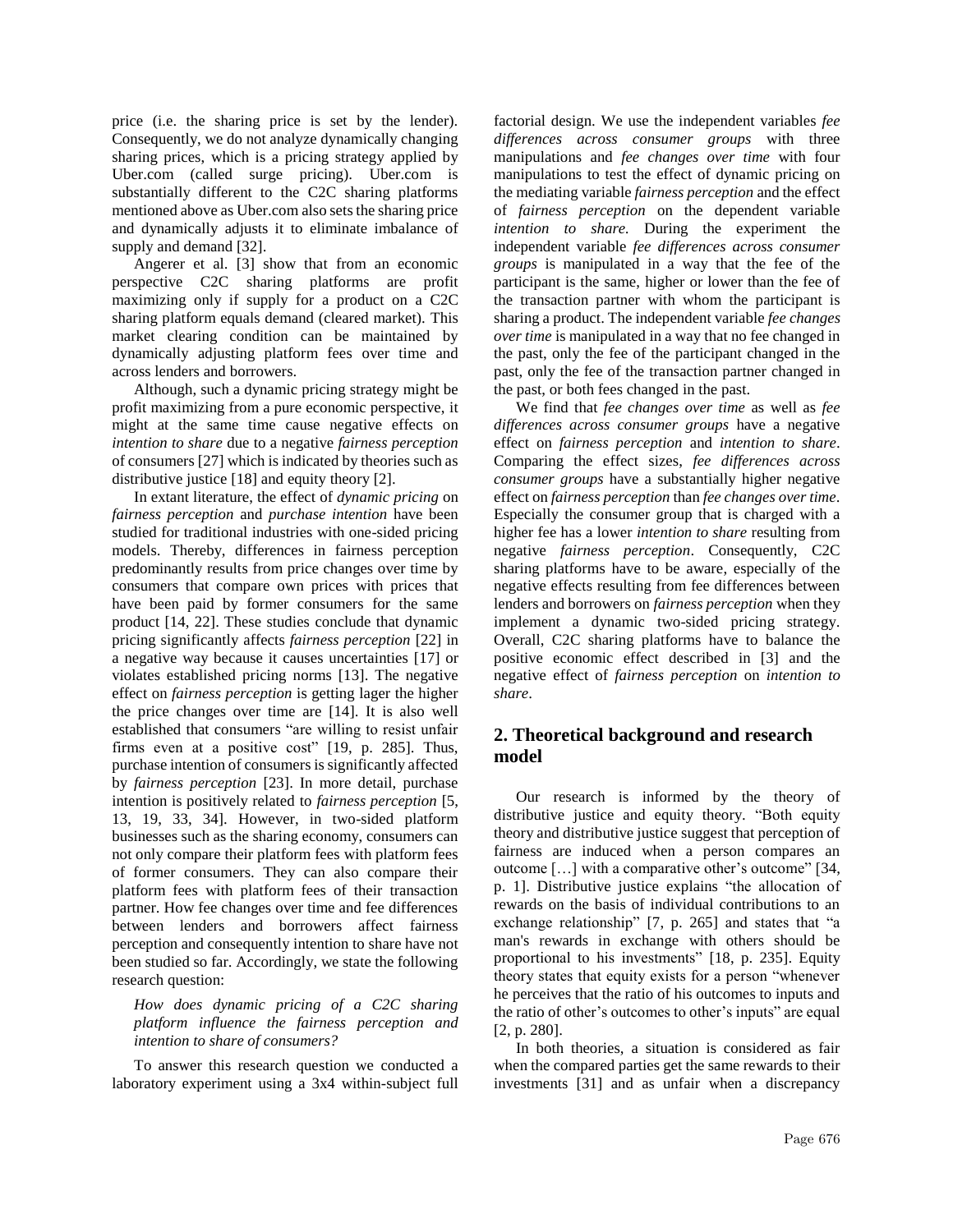price (i.e. the sharing price is set by the lender). Consequently, we do not analyze dynamically changing sharing prices, which is a pricing strategy applied by Uber.com (called surge pricing). Uber.com is substantially different to the C2C sharing platforms mentioned above as Uber.com also sets the sharing price and dynamically adjusts it to eliminate imbalance of supply and demand [32].

Angerer et al. [3] show that from an economic perspective C2C sharing platforms are profit maximizing only if supply for a product on a C2C sharing platform equals demand (cleared market). This market clearing condition can be maintained by dynamically adjusting platform fees over time and across lenders and borrowers.

Although, such a dynamic pricing strategy might be profit maximizing from a pure economic perspective, it might at the same time cause negative effects on *intention to share* due to a negative *fairness perception* of consumers [27] which is indicated by theories such as distributive justice [18] and equity theory [2].

In extant literature, the effect of *dynamic pricing* on *fairness perception* and *purchase intention* have been studied for traditional industries with one-sided pricing models. Thereby, differences in fairness perception predominantly results from price changes over time by consumers that compare own prices with prices that have been paid by former consumers for the same product [14, 22]. These studies conclude that dynamic pricing significantly affects *fairness perception* [22] in a negative way because it causes uncertainties [17] or violates established pricing norms [13]. The negative effect on *fairness perception* is getting lager the higher the price changes over time are [14]. It is also well established that consumers "are willing to resist unfair firms even at a positive cost" [19, p. 285]. Thus, purchase intention of consumers is significantly affected by *fairness perception* [23]. In more detail, purchase intention is positively related to *fairness perception* [5, 13, 19, 33, 34]. However, in two-sided platform businesses such as the sharing economy, consumers can not only compare their platform fees with platform fees of former consumers. They can also compare their platform fees with platform fees of their transaction partner. How fee changes over time and fee differences between lenders and borrowers affect fairness perception and consequently intention to share have not been studied so far. Accordingly, we state the following research question:

*How does dynamic pricing of a C2C sharing platform influence the fairness perception and intention to share of consumers?*

To answer this research question we conducted a laboratory experiment using a 3x4 within-subject full factorial design. We use the independent variables *fee differences across consumer groups* with three manipulations and *fee changes over time* with four manipulations to test the effect of dynamic pricing on the mediating variable *fairness perception* and the effect of *fairness perception* on the dependent variable *intention to share.* During the experiment the independent variable *fee differences across consumer groups* is manipulated in a way that the fee of the participant is the same, higher or lower than the fee of the transaction partner with whom the participant is sharing a product. The independent variable *fee changes over time* is manipulated in a way that no fee changed in the past, only the fee of the participant changed in the past, only the fee of the transaction partner changed in the past, or both fees changed in the past.

We find that *fee changes over time* as well as *fee differences across consumer groups* have a negative effect on *fairness perception* and *intention to share*. Comparing the effect sizes, *fee differences across consumer groups* have a substantially higher negative effect on *fairness perception* than *fee changes over time*. Especially the consumer group that is charged with a higher fee has a lower *intention to share* resulting from negative *fairness perception*. Consequently, C2C sharing platforms have to be aware, especially of the negative effects resulting from fee differences between lenders and borrowers on *fairness perception* when they implement a dynamic two-sided pricing strategy. Overall, C2C sharing platforms have to balance the positive economic effect described in [3] and the negative effect of *fairness perception* on *intention to share*.

## 2. Theoretical background and research model

Our research is informed by the theory of distributive justice and equity theory. "Both equity theory and distributive justice suggest that perception of fairness are induced when a person compares an outcome […] with a comparative other's outcome" [34, p. 1]. Distributive justice explains "the allocation of rewards on the basis of individual contributions to an exchange relationship" [7, p. 265] and states that "a man's rewards in exchange with others should be proportional to his investments" [18, p. 235]. Equity theory states that equity exists for a person "whenever he perceives that the ratio of his outcomes to inputs and the ratio of other's outcomes to other's inputs" are equal [2, p. 280].

In both theories, a situation is considered as fair when the compared parties get the same rewards to their investments [31] and as unfair when a discrepancy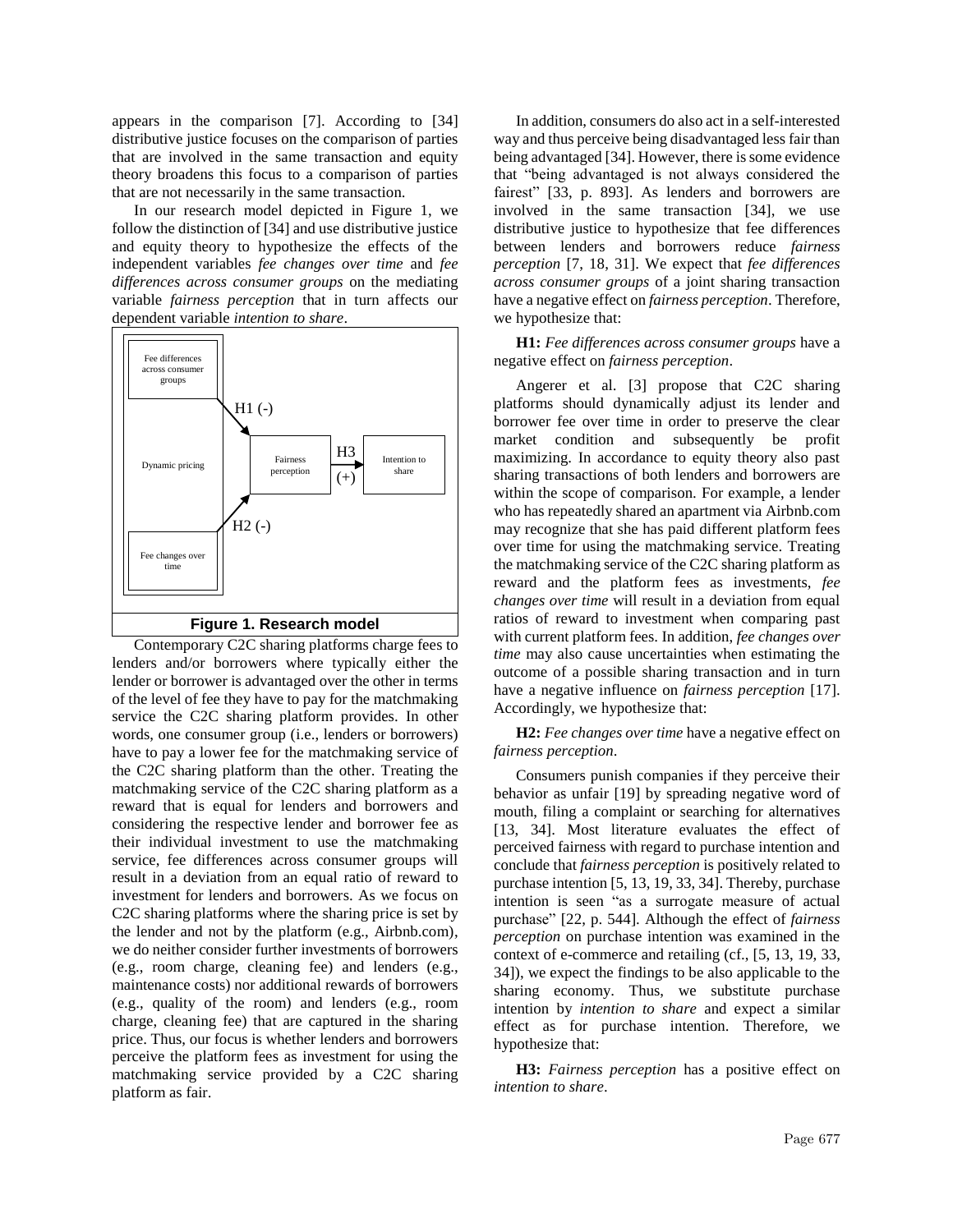appears in the comparison [7]. According to [34] distributive justice focuses on the comparison of parties that are involved in the same transaction and equity theory broadens this focus to a comparison of parties that are not necessarily in the same transaction.

In our research model depicted in Figure 1, we follow the distinction of [34] and use distributive justice and equity theory to hypothesize the effects of the independent variables *fee changes over time* and *fee differences across consumer groups* on the mediating variable *fairness perception* that in turn affects our dependent variable *intention to share*.

**Figure 1. Research model**

Contemporary C2C sharing platforms charge fees to lenders and/or borrowers where typically either the lender or borrower is advantaged over the other in terms of the level of fee they have to pay for the matchmaking service the C2C sharing platform provides. In other words, one consumer group (i.e., lenders or borrowers) have to pay a lower fee for the matchmaking service of the C2C sharing platform than the other. Treating the matchmaking service of the C2C sharing platform as a reward that is equal for lenders and borrowers and considering the respective lender and borrower fee as their individual investment to use the matchmaking service, fee differences across consumer groups will result in a deviation from an equal ratio of reward to investment for lenders and borrowers. As we focus on C2C sharing platforms where the sharing price is set by the lender and not by the platform (e.g., Airbnb.com), we do neither consider further investments of borrowers (e.g., room charge, cleaning fee) and lenders (e.g., maintenance costs) nor additional rewards of borrowers (e.g., quality of the room) and lenders (e.g., room charge, cleaning fee) that are captured in the sharing price. Thus, our focus is whether lenders and borrowers perceive the platform fees as investment for using the matchmaking service provided by a C2C sharing platform as fair.

In addition, consumers do also act in a self-interested way and thus perceive being disadvantaged less fair than being advantaged [34]. However, there is some evidence that "being advantaged is not always considered the fairest" [33, p. 893]. As lenders and borrowers are involved in the same transaction [34], we use distributive justice to hypothesize that fee differences between lenders and borrowers reduce *fairness perception* [7, 18, 31]. We expect that *fee differences across consumer groups* of a joint sharing transaction have a negative effect on *fairness perception*. Therefore, we hypothesize that:

**H1:** *Fee differences across consumer groups* have a negative effect on *fairness perception*.

Angerer et al. [3] propose that C2C sharing platforms should dynamically adjust its lender and borrower fee over time in order to preserve the clear market condition and subsequently be profit maximizing. In accordance to equity theory also past sharing transactions of both lenders and borrowers are within the scope of comparison. For example, a lender who has repeatedly shared an apartment via Airbnb.com may recognize that she has paid different platform fees over time for using the matchmaking service. Treating the matchmaking service of the C2C sharing platform as reward and the platform fees as investments, *fee changes over time* will result in a deviation from equal ratios of reward to investment when comparing past with current platform fees. In addition, *fee changes over time* may also cause uncertainties when estimating the outcome of a possible sharing transaction and in turn have a negative influence on *fairness perception* [17]. Accordingly, we hypothesize that:

**H2:** *Fee changes over time* have a negative effect on *fairness perception*.

Consumers punish companies if they perceive their behavior as unfair [19] by spreading negative word of mouth, filing a complaint or searching for alternatives [13, 34]. Most literature evaluates the effect of perceived fairness with regard to purchase intention and conclude that *fairness perception* is positively related to purchase intention [5, 13, 19, 33, 34]. Thereby, purchase intention is seen "as a surrogate measure of actual purchase" [22, p. 544]. Although the effect of *fairness perception* on purchase intention was examined in the context of e-commerce and retailing (cf., [5, 13, 19, 33, 34]), we expect the findings to be also applicable to the sharing economy. Thus, we substitute purchase intention by *intention to share* and expect a similar effect as for purchase intention. Therefore, we hypothesize that:

**H3:** *Fairness perception* has a positive effect on *intention to share*.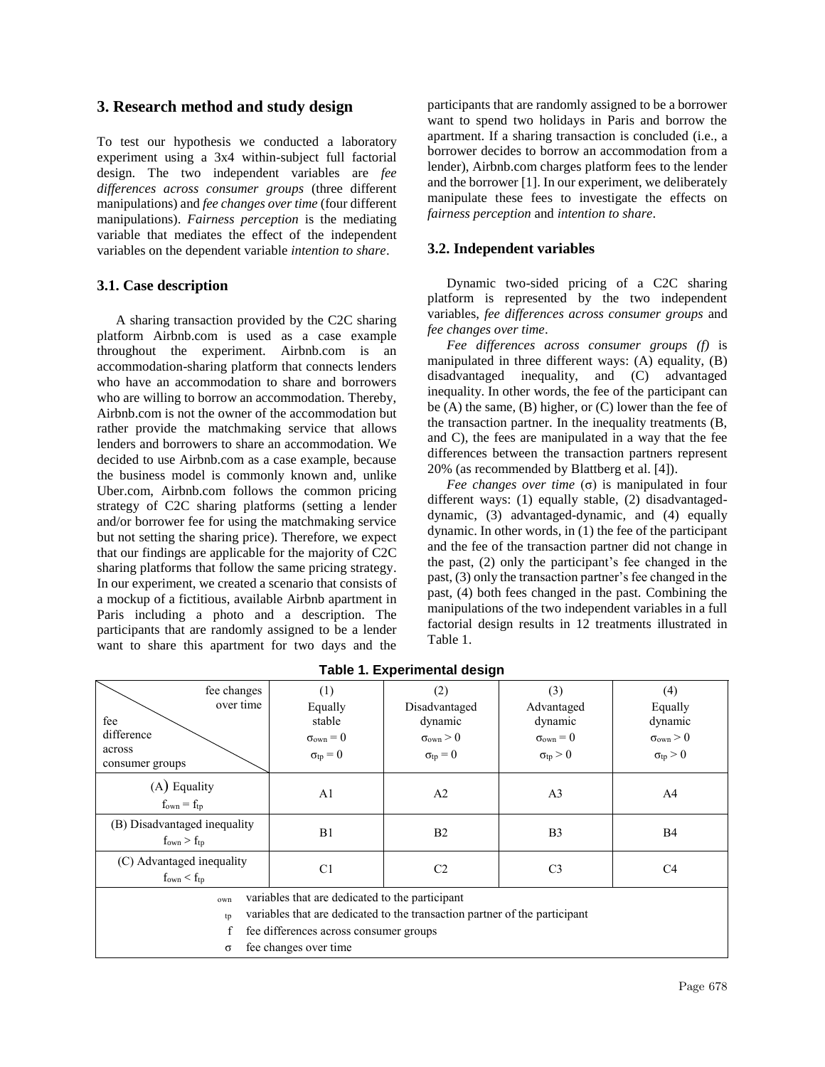## 3. Research method and study design

To test our hypothesis we conducted a laboratory experiment using a 3x4 within-subject full factorial design. The two independent variables are *fee differences across consumer groups* (three different manipulations) and *fee changes over time* (four different manipulations). *Fairness perception* is the mediating variable that mediates the effect of the independent variables on the dependent variable *intention to share*.

### 3.1. Case description

A sharing transaction provided by the C2C sharing platform Airbnb.com is used as a case example throughout the experiment. Airbnb.com is an accommodation-sharing platform that connects lenders who have an accommodation to share and borrowers who are willing to borrow an accommodation. Thereby, Airbnb.com is not the owner of the accommodation but rather provide the matchmaking service that allows lenders and borrowers to share an accommodation. We decided to use Airbnb.com as a case example, because the business model is commonly known and, unlike Uber.com, Airbnb.com follows the common pricing strategy of C2C sharing platforms (setting a lender and/or borrower fee for using the matchmaking service but not setting the sharing price). Therefore, we expect that our findings are applicable for the majority of C2C sharing platforms that follow the same pricing strategy. In our experiment, we created a scenario that consists of a mockup of a fictitious, available Airbnb apartment in Paris including a photo and a description. The participants that are randomly assigned to be a lender want to share this apartment for two days and the participants that are randomly assigned to be a borrower want to spend two holidays in Paris and borrow the apartment. If a sharing transaction is concluded (i.e., a borrower decides to borrow an accommodation from a lender), Airbnb.com charges platform fees to the lender and the borrower [1]. In our experiment, we deliberately manipulate these fees to investigate the effects on *fairness perception* and *intention to share*.

### 3.2. Independent variables

Dynamic two-sided pricing of a C2C sharing platform is represented by the two independent variables, *fee differences across consumer groups* and *fee changes over time*.

*Fee differences across consumer groups (f)* is manipulated in three different ways: (A) equality, (B) disadvantaged inequality, and (C) advantaged inequality. In other words, the fee of the participant can be (A) the same, (B) higher, or (C) lower than the fee of the transaction partner. In the inequality treatments (B, and C), the fees are manipulated in a way that the fee differences between the transaction partners represent 20% (as recommended by Blattberg et al. [4]).

*Fee changes over time* ($\sigma$) is manipulated in four different ways: (1) equally stable, (2) disadvantaged-dynamic, (3) advantaged-dynamic, and (4) equally dynamic. In other words, in (1) the fee of the participant and the fee of the transaction partner did not change in the past, (2) only the participant's fee changed in the past, (3) only the transaction partner's fee changed in the past, (4) both fees changed in the past. Combining the manipulations of the two independent variables in a full factorial design results in 12 treatments illustrated in Table 1.

**Table 1. Experimental design**

| fee difference across consumer groups \ fee changes over time | (1) Equally stable $\sigma_{own} = 0$ $\sigma_{tp} = 0$ | (2) Disadvantaged dynamic $\sigma_{own} > 0$ $\sigma_{tp} = 0$ | (3) Advantaged dynamic $\sigma_{own} = 0$ $\sigma_{tp} > 0$ | (4) Equally dynamic $\sigma_{own} > 0$ $\sigma_{tp} > 0$ |
|---|---|---|---|---|
| (A) Equality $f_{own} = f_{tp}$ | A1 | A2 | A3 | A4 |
| (B) Disadvantaged inequality $f_{own} > f_{tp}$ | B1 | B2 | B3 | B4 |
| (C) Advantaged inequality $f_{own} < f_{tp}$ | C1 | C2 | C3 | C4 |

$_{own}$ variables that are dedicated to the participant
$_{tp}$ variables that are dedicated to the transaction partner of the participant
$f$ fee differences across consumer groups
$\sigma$ fee changes over time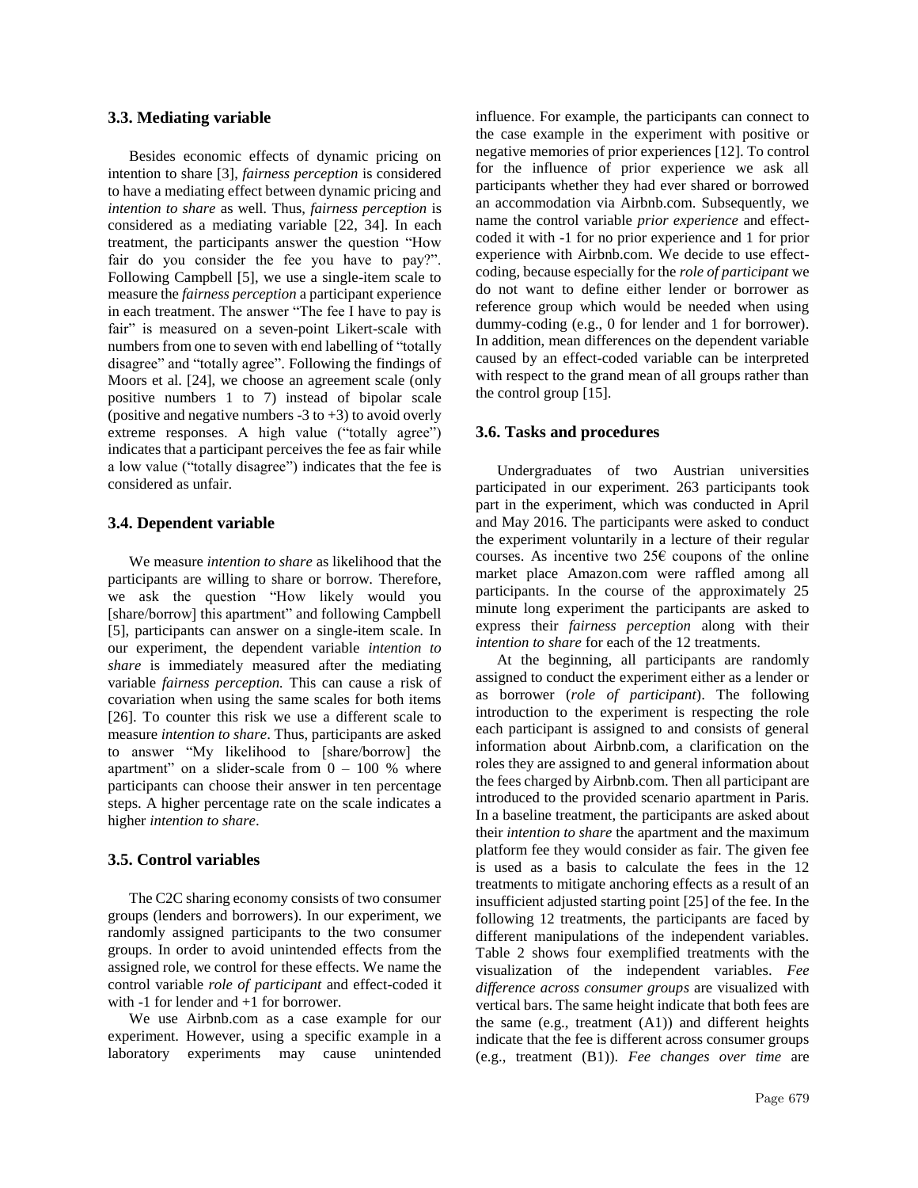### 3.3. Mediating variable

Besides economic effects of dynamic pricing on intention to share [3], *fairness perception* is considered to have a mediating effect between dynamic pricing and *intention to share* as well. Thus, *fairness perception* is considered as a mediating variable [22, 34]. In each treatment, the participants answer the question "How fair do you consider the fee you have to pay?". Following Campbell [5], we use a single-item scale to measure the *fairness perception* a participant experience in each treatment. The answer "The fee I have to pay is fair" is measured on a seven-point Likert-scale with numbers from one to seven with end labelling of "totally disagree" and "totally agree". Following the findings of Moors et al. [24], we choose an agreement scale (only positive numbers 1 to 7) instead of bipolar scale (positive and negative numbers -3 to +3) to avoid overly extreme responses. A high value ("totally agree") indicates that a participant perceives the fee as fair while a low value ("totally disagree") indicates that the fee is considered as unfair.

### 3.4. Dependent variable

We measure *intention to share* as likelihood that the participants are willing to share or borrow. Therefore, we ask the question "How likely would you [share/borrow] this apartment" and following Campbell [5], participants can answer on a single-item scale. In our experiment, the dependent variable *intention to share* is immediately measured after the mediating variable *fairness perception.* This can cause a risk of covariation when using the same scales for both items [26]. To counter this risk we use a different scale to measure *intention to share*. Thus, participants are asked to answer "My likelihood to [share/borrow] the apartment" on a slider-scale from 0 – 100 % where participants can choose their answer in ten percentage steps. A higher percentage rate on the scale indicates a higher *intention to share*.

### 3.5. Control variables

The C2C sharing economy consists of two consumer groups (lenders and borrowers). In our experiment, we randomly assigned participants to the two consumer groups. In order to avoid unintended effects from the assigned role, we control for these effects. We name the control variable *role of participant* and effect-coded it with -1 for lender and +1 for borrower.

We use Airbnb.com as a case example for our experiment. However, using a specific example in a laboratory experiments may cause unintended influence. For example, the participants can connect to the case example in the experiment with positive or negative memories of prior experiences [12]. To control for the influence of prior experience we ask all participants whether they had ever shared or borrowed an accommodation via Airbnb.com. Subsequently, we name the control variable *prior experience* and effect-coded it with -1 for no prior experience and 1 for prior experience with Airbnb.com. We decide to use effect-coding, because especially for the *role of participant* we do not want to define either lender or borrower as reference group which would be needed when using dummy-coding (e.g., 0 for lender and 1 for borrower). In addition, mean differences on the dependent variable caused by an effect-coded variable can be interpreted with respect to the grand mean of all groups rather than the control group [15].

### 3.6. Tasks and procedures

Undergraduates of two Austrian universities participated in our experiment. 263 participants took part in the experiment, which was conducted in April and May 2016. The participants were asked to conduct the experiment voluntarily in a lecture of their regular courses. As incentive two 25€ coupons of the online market place Amazon.com were raffled among all participants. In the course of the approximately 25 minute long experiment the participants are asked to express their *fairness perception* along with their *intention to share* for each of the 12 treatments.

At the beginning, all participants are randomly assigned to conduct the experiment either as a lender or as borrower (*role of participant*). The following introduction to the experiment is respecting the role each participant is assigned to and consists of general information about Airbnb.com, a clarification on the roles they are assigned to and general information about the fees charged by Airbnb.com. Then all participant are introduced to the provided scenario apartment in Paris. In a baseline treatment, the participants are asked about their *intention to share* the apartment and the maximum platform fee they would consider as fair. The given fee is used as a basis to calculate the fees in the 12 treatments to mitigate anchoring effects as a result of an insufficient adjusted starting point [25] of the fee. In the following 12 treatments, the participants are faced by different manipulations of the independent variables. Table 2 shows four exemplified treatments with the visualization of the independent variables. *Fee difference across consumer groups* are visualized with vertical bars. The same height indicate that both fees are the same (e.g., treatment (A1)) and different heights indicate that the fee is different across consumer groups (e.g., treatment (B1)). *Fee changes over time* are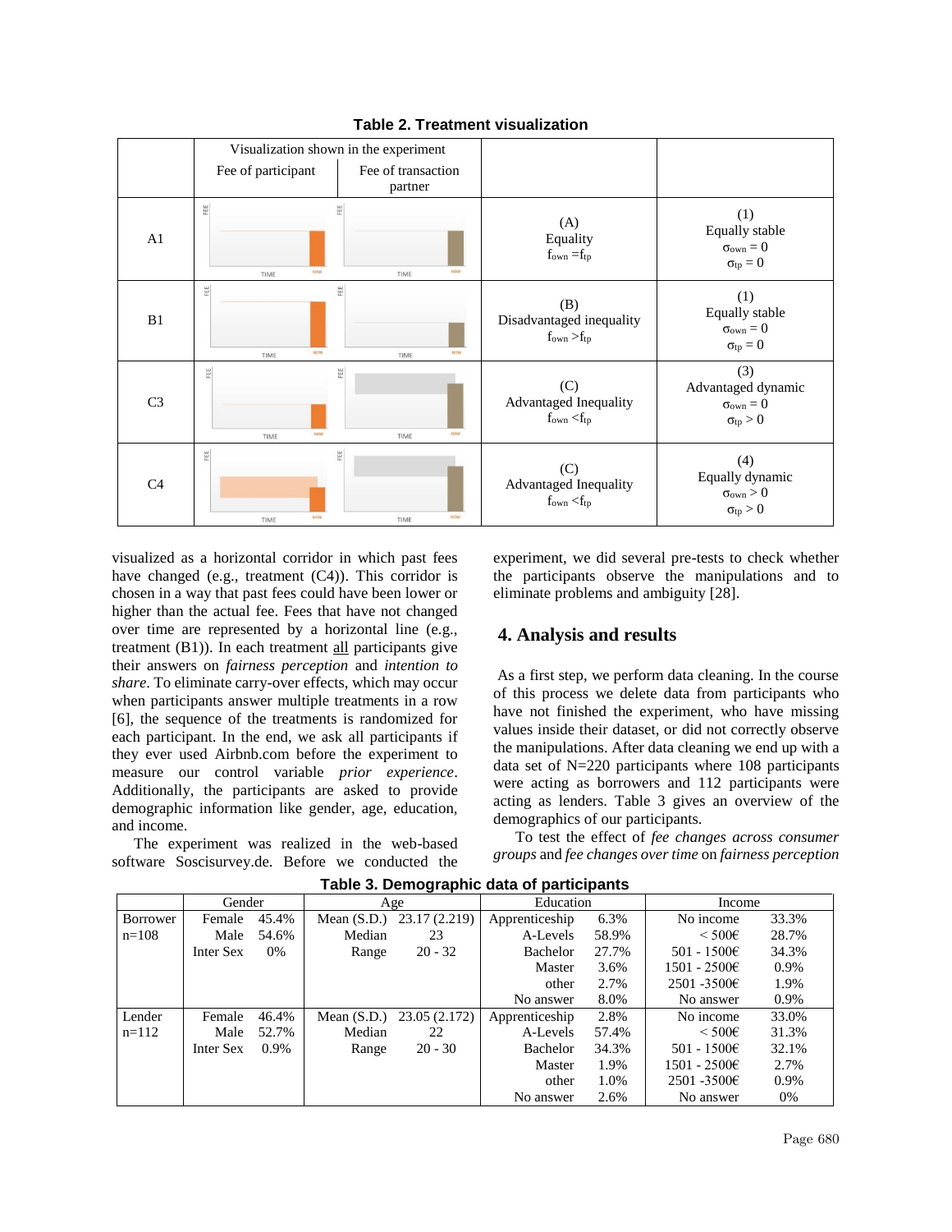**Table 2. Treatment visualization**

| | Visualization shown in the experiment | | | |
|---|---|---|---|---|
| | Fee of participant | Fee of transaction partner | | |
| A1 | | | (A) Equality $f_{own} = f_{tp}$ | (1) Equally stable $\sigma_{own} = 0$ $\sigma_{tp} = 0$ |
| B1 | | | (B) Disadvantaged inequality $f_{own} > f_{tp}$ | (1) Equally stable $\sigma_{own} = 0$ $\sigma_{tp} = 0$ |
| C3 | | | (C) Advantaged Inequality $f_{own} < f_{tp}$ | (3) Advantaged dynamic $\sigma_{own} = 0$ $\sigma_{tp} > 0$ |
| C4 | | | (C) Advantaged Inequality $f_{own} < f_{tp}$ | (4) Equally dynamic $\sigma_{own} > 0$ $\sigma_{tp} > 0$ |

visualized as a horizontal corridor in which past fees have changed (e.g., treatment (C4)). This corridor is chosen in a way that past fees could have been lower or higher than the actual fee. Fees that have not changed over time are represented by a horizontal line (e.g., treatment (B1)). In each treatment all participants give their answers on *fairness perception* and *intention to share*. To eliminate carry-over effects, which may occur when participants answer multiple treatments in a row [6], the sequence of the treatments is randomized for each participant. In the end, we ask all participants if they ever used Airbnb.com before the experiment to measure our control variable *prior experience*. Additionally, the participants are asked to provide demographic information like gender, age, education, and income.

The experiment was realized in the web-based software Soscisurvey.de. Before we conducted the experiment, we did several pre-tests to check whether the participants observe the manipulations and to eliminate problems and ambiguity [28].

## 4. Analysis and results

As a first step, we perform data cleaning. In the course of this process we delete data from participants who have not finished the experiment, who have missing values inside their dataset, or did not correctly observe the manipulations. After data cleaning we end up with a data set of N=220 participants where 108 participants were acting as borrowers and 112 participants were acting as lenders. Table 3 gives an overview of the demographics of our participants.

To test the effect of *fee changes across consumer groups* and *fee changes over time* on *fairness perception*

**Table 3. Demographic data of participants**

| | Gender | | Age | | Education | | Income | |
|---|---|---|---|---|---|---|---|---|
| Borrower n=108 | Female | 45.4% | Mean (S.D.) | 23.17 (2.219) | Apprenticeship | 6.3% | No income | 33.3% |
| | Male | 54.6% | Median | 23 | A-Levels | 58.9% | < 500€ | 28.7% |
| | Inter Sex | 0% | Range | 20 - 32 | Bachelor | 27.7% | 501 - 1500€ | 34.3% |
| | | | | | Master | 3.6% | 1501 - 2500€ | 0.9% |
| | | | | | other | 2.7% | 2501 -3500€ | 1.9% |
| | | | | | No answer | 8.0% | No answer | 0.9% |
| Lender n=112 | Female | 46.4% | Mean (S.D.) | 23.05 (2.172) | Apprenticeship | 2.8% | No income | 33.0% |
| | Male | 52.7% | Median | 22 | A-Levels | 57.4% | < 500€ | 31.3% |
| | Inter Sex | 0.9% | Range | 20 - 30 | Bachelor | 34.3% | 501 - 1500€ | 32.1% |
| | | | | | Master | 1.9% | 1501 - 2500€ | 2.7% |
| | | | | | other | 1.0% | 2501 -3500€ | 0.9% |
| | | | | | No answer | 2.6% | No answer | 0% |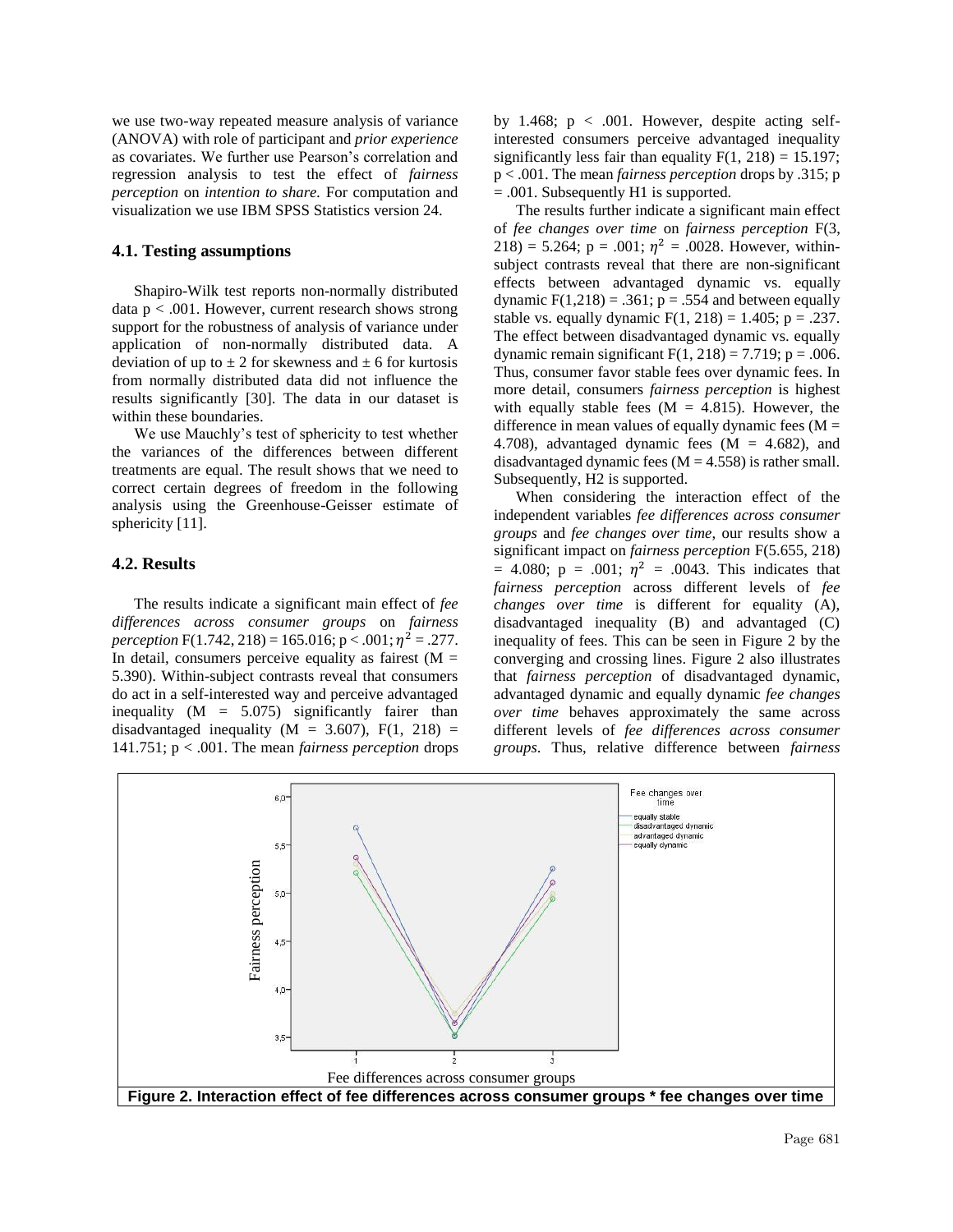we use two-way repeated measure analysis of variance (ANOVA) with role of participant and *prior experience* as covariates. We further use Pearson's correlation and regression analysis to test the effect of *fairness perception* on *intention to share.* For computation and visualization we use IBM SPSS Statistics version 24.

### 4.1. Testing assumptions

Shapiro-Wilk test reports non-normally distributed data $p < .001$. However, current research shows strong support for the robustness of analysis of variance under application of non-normally distributed data. A deviation of up to $\pm$ 2 for skewness and $\pm$ 6 for kurtosis from normally distributed data did not influence the results significantly [30]. The data in our dataset is within these boundaries.

We use Mauchly's test of sphericity to test whether the variances of the differences between different treatments are equal. The result shows that we need to correct certain degrees of freedom in the following analysis using the Greenhouse-Geisser estimate of sphericity [11].

### 4.2. Results

The results indicate a significant main effect of *fee differences across consumer groups* on *fairness perception* $F(1.742, 218) = 165.016$; $p < .001$; $\eta^2 = .277$. In detail, consumers perceive equality as fairest ($M$ = 5.390). Within-subject contrasts reveal that consumers do act in a self-interested way and perceive advantaged inequality ($M$ = 5.075) significantly fairer than disadvantaged inequality ($M$ = 3.607), $F(1, 218)$ = 141.751; $p < .001$. The mean *fairness perception* drops by 1.468; $p < .001$. However, despite acting self-interested consumers perceive advantaged inequality significantly less fair than equality $F(1, 218) = 15.197$; $p < .001$. The mean *fairness perception* drops by .315; $p$ = .001. Subsequently H1 is supported.

The results further indicate a significant main effect of *fee changes over time* on *fairness perception* $F(3, 218) = 5.264$; $p = .001$; $\eta^2 = .0028$. However, within-subject contrasts reveal that there are non-significant effects between advantaged dynamic vs. equally dynamic $F(1,218) = .361$; $p = .554$ and between equally stable vs. equally dynamic $F(1, 218) = 1.405$; $p = .237$. The effect between disadvantaged dynamic vs. equally dynamic remain significant $F(1, 218) = 7.719$; $p = .006$. Thus, consumer favor stable fees over dynamic fees. In more detail, consumers *fairness perception* is highest with equally stable fees ($M$ = 4.815). However, the difference in mean values of equally dynamic fees ($M$ = 4.708), advantaged dynamic fees ($M$ = 4.682), and disadvantaged dynamic fees ($M$ = 4.558) is rather small. Subsequently, H2 is supported.

When considering the interaction effect of the independent variables *fee differences across consumer groups* and *fee changes over time*, our results show a significant impact on *fairness perception* $F(5.655, 218)$ = 4.080; $p = .001$; $\eta^2 = .0043$. This indicates that *fairness perception* across different levels of *fee changes over time* is different for equality (A), disadvantaged inequality (B) and advantaged (C) inequality of fees. This can be seen in Figure 2 by the converging and crossing lines. Figure 2 also illustrates that *fairness perception* of disadvantaged dynamic, advantaged dynamic and equally dynamic *fee changes over time* behaves approximately the same across different levels of *fee differences across consumer groups*. Thus, relative difference between *fairness*

**Figure 2. Interaction effect of fee differences across consumer groups * fee changes over time**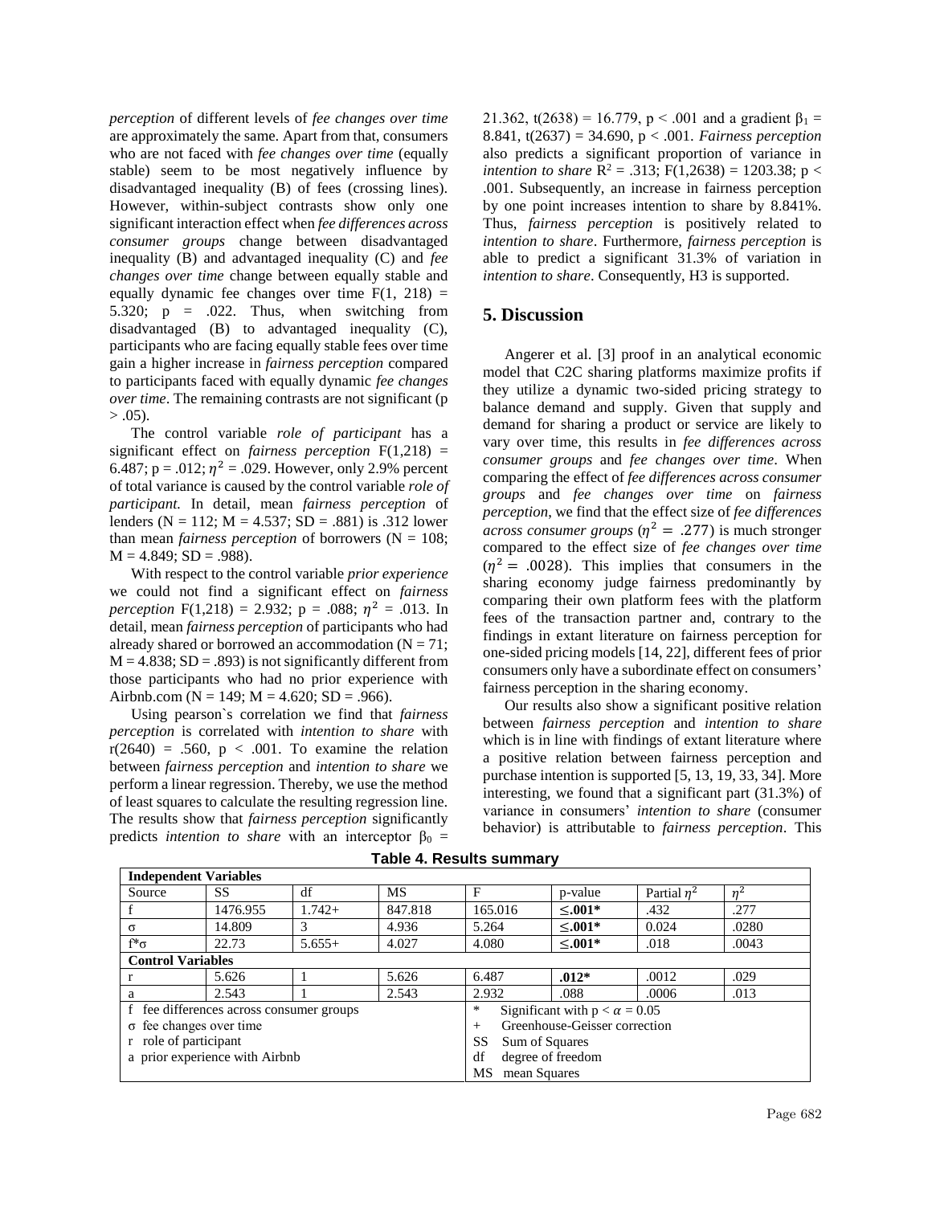*perception* of different levels of *fee changes over time* are approximately the same. Apart from that, consumers who are not faced with *fee changes over time* (equally stable) seem to be most negatively influence by disadvantaged inequality (B) of fees (crossing lines). However, within-subject contrasts show only one significant interaction effect when *fee differences across consumer groups* change between disadvantaged inequality (B) and advantaged inequality (C) and *fee changes over time* change between equally stable and equally dynamic fee changes over time $F(1, 218) = 5.320$; $p = .022$. Thus, when switching from disadvantaged (B) to advantaged inequality (C), participants who are facing equally stable fees over time gain a higher increase in *fairness perception* compared to participants faced with equally dynamic *fee changes over time*. The remaining contrasts are not significant ($p > .05$).

The control variable *role of participant* has a significant effect on *fairness perception* $F(1,218) = 6.487$; $p = .012$; $\eta^2 = .029$. However, only 2.9% percent of total variance is caused by the control variable *role of participant.* In detail, mean *fairness perception* of lenders (N = 112; M = 4.537; SD = .881) is .312 lower than mean *fairness perception* of borrowers (N = 108; M = 4.849; SD = .988).

With respect to the control variable *prior experience* we could not find a significant effect on *fairness perception* $F(1,218) = 2.932$; $p = .088$; $\eta^2 = .013$. In detail, mean *fairness perception* of participants who had already shared or borrowed an accommodation (N = 71; M = 4.838; SD = .893) is not significantly different from those participants who had no prior experience with Airbnb.com (N = 149; M = 4.620; SD = .966).

Using pearson`s correlation we find that *fairness perception* is correlated with *intention to share* with $r(2640) = .560$, $p < .001$. To examine the relation between *fairness perception* and *intention to share* we perform a linear regression. Thereby, we use the method of least squares to calculate the resulting regression line. The results show that *fairness perception* significantly predicts *intention to share* with an interceptor $\beta_0 = 21.362$, $t(2638) = 16.779$, $p < .001$ and a gradient $\beta_1 = 8.841$, $t(2637) = 34.690$, $p < .001$. *Fairness perception* also predicts a significant proportion of variance in *intention to share* $R^2 = .313$; $F(1,2638) = 1203.38$; $p < .001$. Subsequently, an increase in fairness perception by one point increases intention to share by 8.841%. Thus, *fairness perception* is positively related to *intention to share*. Furthermore, *fairness perception* is able to predict a significant 31.3% of variation in *intention to share*. Consequently, H3 is supported.

## 5. Discussion

Angerer et al. [3] proof in an analytical economic model that C2C sharing platforms maximize profits if they utilize a dynamic two-sided pricing strategy to balance demand and supply. Given that supply and demand for sharing a product or service are likely to vary over time, this results in *fee differences across consumer groups* and *fee changes over time*. When comparing the effect of *fee differences across consumer groups* and *fee changes over time* on *fairness perception*, we find that the effect size of *fee differences across consumer groups* ($\eta^2 = .277$) is much stronger compared to the effect size of *fee changes over time* ($\eta^2 = .0028$). This implies that consumers in the sharing economy judge fairness predominantly by comparing their own platform fees with the platform fees of the transaction partner and, contrary to the findings in extant literature on fairness perception for one-sided pricing models [14, 22], different fees of prior consumers only have a subordinate effect on consumers' fairness perception in the sharing economy.

Our results also show a significant positive relation between *fairness perception* and *intention to share* which is in line with findings of extant literature where a positive relation between fairness perception and purchase intention is supported [5, 13, 19, 33, 34]. More interesting, we found that a significant part (31.3%) of variance in consumers' *intention to share* (consumer behavior) is attributable to *fairness perception*. This

**Table 4. Results summary**

| **Independent Variables** | | | | | | | |
|---|---|---|---|---|---|---|---|
| Source | SS | df | MS | F | p-value | Partial $\eta^2$ | $\eta^2$ |
| f | 1476.955 | 1.742+ | 847.818 | 165.016 | **≤.001*** | .432 | .277 |
| σ | 14.809 | 3 | 4.936 | 5.264 | **≤.001*** | 0.024 | .0280 |
| f*σ | 22.73 | 5.655+ | 4.027 | 4.080 | **≤.001*** | .018 | .0043 |
| **Control Variables** | | | | | | | |
| r | 5.626 | 1 | 5.626 | 6.487 | **.012*** | .0012 | .029 |
| a | 2.543 | 1 | 2.543 | 2.932 | .088 | .0006 | .013 |

f fee differences across consumer groups
σ fee changes over time
r role of participant
a prior experience with Airbnb

\* Significant with $p < \alpha = 0.05$
\+ Greenhouse-Geisser correction
SS Sum of Squares
df degree of freedom
MS mean Squares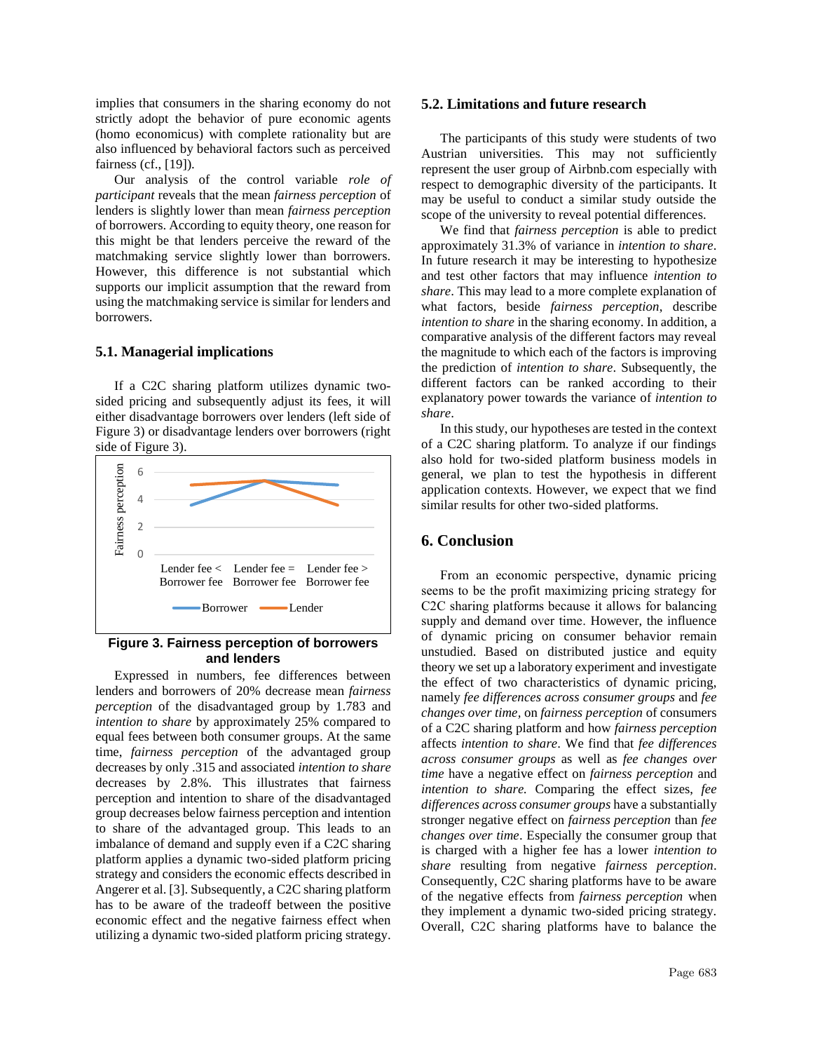implies that consumers in the sharing economy do not strictly adopt the behavior of pure economic agents (homo economicus) with complete rationality but are also influenced by behavioral factors such as perceived fairness (cf., [19]).

Our analysis of the control variable *role of participant* reveals that the mean *fairness perception* of lenders is slightly lower than mean *fairness perception* of borrowers. According to equity theory, one reason for this might be that lenders perceive the reward of the matchmaking service slightly lower than borrowers. However, this difference is not substantial which supports our implicit assumption that the reward from using the matchmaking service is similar for lenders and borrowers.

## 5.1. Managerial implications

If a C2C sharing platform utilizes dynamic two-sided pricing and subsequently adjust its fees, it will either disadvantage borrowers over lenders (left side of Figure 3) or disadvantage lenders over borrowers (right side of Figure 3).

**Figure 3. Fairness perception of borrowers and lenders**

Expressed in numbers, fee differences between lenders and borrowers of 20% decrease mean *fairness perception* of the disadvantaged group by 1.783 and *intention to share* by approximately 25% compared to equal fees between both consumer groups. At the same time, *fairness perception* of the advantaged group decreases by only .315 and associated *intention to share* decreases by 2.8%. This illustrates that fairness perception and intention to share of the disadvantaged group decreases below fairness perception and intention to share of the advantaged group. This leads to an imbalance of demand and supply even if a C2C sharing platform applies a dynamic two-sided platform pricing strategy and considers the economic effects described in Angerer et al. [3]. Subsequently, a C2C sharing platform has to be aware of the tradeoff between the positive economic effect and the negative fairness effect when utilizing a dynamic two-sided platform pricing strategy.

## 5.2. Limitations and future research

The participants of this study were students of two Austrian universities. This may not sufficiently represent the user group of Airbnb.com especially with respect to demographic diversity of the participants. It may be useful to conduct a similar study outside the scope of the university to reveal potential differences.

We find that *fairness perception* is able to predict approximately 31.3% of variance in *intention to share*. In future research it may be interesting to hypothesize and test other factors that may influence *intention to share*. This may lead to a more complete explanation of what factors, beside *fairness perception*, describe *intention to share* in the sharing economy. In addition, a comparative analysis of the different factors may reveal the magnitude to which each of the factors is improving the prediction of *intention to share*. Subsequently, the different factors can be ranked according to their explanatory power towards the variance of *intention to share*.

In this study, our hypotheses are tested in the context of a C2C sharing platform. To analyze if our findings also hold for two-sided platform business models in general, we plan to test the hypothesis in different application contexts. However, we expect that we find similar results for other two-sided platforms.

# 6. Conclusion

From an economic perspective, dynamic pricing seems to be the profit maximizing pricing strategy for C2C sharing platforms because it allows for balancing supply and demand over time. However, the influence of dynamic pricing on consumer behavior remain unstudied. Based on distributed justice and equity theory we set up a laboratory experiment and investigate the effect of two characteristics of dynamic pricing, namely *fee differences across consumer groups* and *fee changes over time*, on *fairness perception* of consumers of a C2C sharing platform and how *fairness perception* affects *intention to share*. We find that *fee differences across consumer groups* as well as *fee changes over time* have a negative effect on *fairness perception* and *intention to share.* Comparing the effect sizes, *fee differences across consumer groups* have a substantially stronger negative effect on *fairness perception* than *fee changes over time*. Especially the consumer group that is charged with a higher fee has a lower *intention to share* resulting from negative *fairness perception*. Consequently, C2C sharing platforms have to be aware of the negative effects from *fairness perception* when they implement a dynamic two-sided pricing strategy. Overall, C2C sharing platforms have to balance the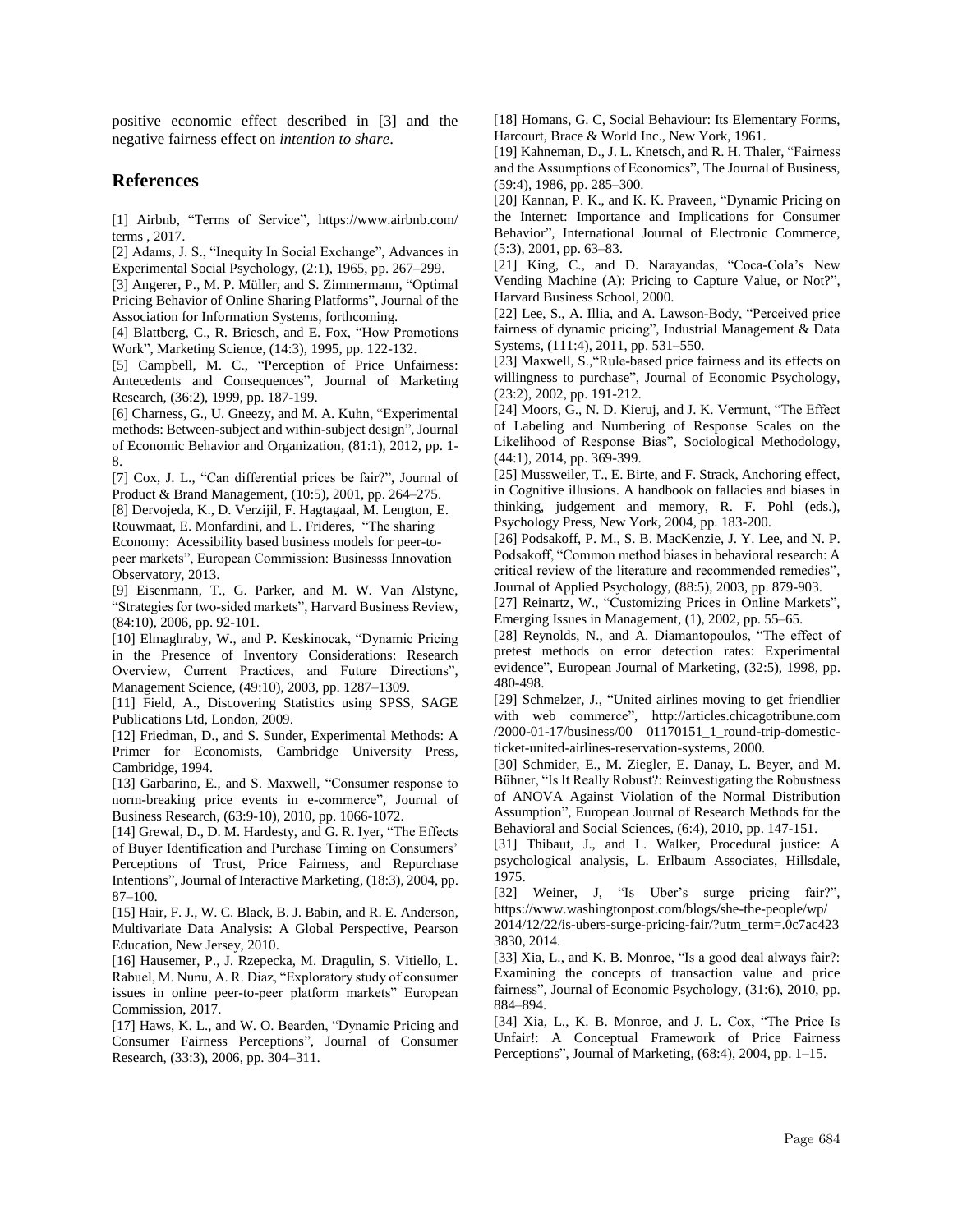positive economic effect described in [3] and the negative fairness effect on *intention to share*.

## References

[1] Airbnb, "Terms of Service", https://www.airbnb.com/terms , 2017.

[2] Adams, J. S., "Inequity In Social Exchange", Advances in Experimental Social Psychology, (2:1), 1965, pp. 267–299.

[3] Angerer, P., M. P. Müller, and S. Zimmermann, "Optimal Pricing Behavior of Online Sharing Platforms", Journal of the Association for Information Systems, forthcoming.

[4] Blattberg, C., R. Briesch, and E. Fox, "How Promotions Work", Marketing Science, (14:3), 1995, pp. 122-132.

[5] Campbell, M. C., "Perception of Price Unfairness: Antecedents and Consequences", Journal of Marketing Research, (36:2), 1999, pp. 187-199.

[6] Charness, G., U. Gneezy, and M. A. Kuhn, "Experimental methods: Between-subject and within-subject design", Journal of Economic Behavior and Organization, (81:1), 2012, pp. 1-8.

[7] Cox, J. L., "Can differential prices be fair?", Journal of Product & Brand Management, (10:5), 2001, pp. 264–275.

[8] Dervojeda, K., D. Verzijil, F. Hagtagaal, M. Lengton, E. Rouwmaat, E. Monfardini, and L. Frideres, "The sharing Economy: Acessibility based business models for peer-to-peer markets", European Commission: Businesss Innovation Observatory, 2013.

[9] Eisenmann, T., G. Parker, and M. W. Van Alstyne, "Strategies for two-sided markets", Harvard Business Review, (84:10), 2006, pp. 92-101.

[10] Elmaghraby, W., and P. Keskinocak, "Dynamic Pricing in the Presence of Inventory Considerations: Research Overview, Current Practices, and Future Directions", Management Science, (49:10), 2003, pp. 1287–1309.

[11] Field, A., Discovering Statistics using SPSS, SAGE Publications Ltd, London, 2009.

[12] Friedman, D., and S. Sunder, Experimental Methods: A Primer for Economists, Cambridge University Press, Cambridge, 1994.

[13] Garbarino, E., and S. Maxwell, "Consumer response to norm-breaking price events in e-commerce", Journal of Business Research, (63:9-10), 2010, pp. 1066-1072.

[14] Grewal, D., D. M. Hardesty, and G. R. Iyer, "The Effects of Buyer Identification and Purchase Timing on Consumers' Perceptions of Trust, Price Fairness, and Repurchase Intentions", Journal of Interactive Marketing, (18:3), 2004, pp. 87–100.

[15] Hair, F. J., W. C. Black, B. J. Babin, and R. E. Anderson, Multivariate Data Analysis: A Global Perspective, Pearson Education, New Jersey, 2010.

[16] Hausemer, P., J. Rzepecka, M. Dragulin, S. Vitiello, L. Rabuel, M. Nunu, A. R. Diaz, "Exploratory study of consumer issues in online peer-to-peer platform markets" European Commission, 2017.

[17] Haws, K. L., and W. O. Bearden, "Dynamic Pricing and Consumer Fairness Perceptions", Journal of Consumer Research, (33:3), 2006, pp. 304–311.

[18] Homans, G. C, Social Behaviour: Its Elementary Forms, Harcourt, Brace & World Inc., New York, 1961.

[19] Kahneman, D., J. L. Knetsch, and R. H. Thaler, "Fairness and the Assumptions of Economics", The Journal of Business, (59:4), 1986, pp. 285–300.

[20] Kannan, P. K., and K. K. Praveen, "Dynamic Pricing on the Internet: Importance and Implications for Consumer Behavior", International Journal of Electronic Commerce, (5:3), 2001, pp. 63–83.

[21] King, C., and D. Narayandas, "Coca-Cola's New Vending Machine (A): Pricing to Capture Value, or Not?", Harvard Business School, 2000.

[22] Lee, S., A. Illia, and A. Lawson-Body, "Perceived price fairness of dynamic pricing", Industrial Management & Data Systems, (111:4), 2011, pp. 531–550.

[23] Maxwell, S.,"Rule-based price fairness and its effects on willingness to purchase", Journal of Economic Psychology, (23:2), 2002, pp. 191-212.

[24] Moors, G., N. D. Kieruj, and J. K. Vermunt, "The Effect of Labeling and Numbering of Response Scales on the Likelihood of Response Bias", Sociological Methodology, (44:1), 2014, pp. 369-399.

[25] Mussweiler, T., E. Birte, and F. Strack, Anchoring effect, in Cognitive illusions. A handbook on fallacies and biases in thinking, judgement and memory, R. F. Pohl (eds.), Psychology Press, New York, 2004, pp. 183-200.

[26] Podsakoff, P. M., S. B. MacKenzie, J. Y. Lee, and N. P. Podsakoff, "Common method biases in behavioral research: A critical review of the literature and recommended remedies", Journal of Applied Psychology, (88:5), 2003, pp. 879-903.

[27] Reinartz, W., "Customizing Prices in Online Markets", Emerging Issues in Management, (1), 2002, pp. 55–65.

[28] Reynolds, N., and A. Diamantopoulos, "The effect of pretest methods on error detection rates: Experimental evidence", European Journal of Marketing, (32:5), 1998, pp. 480-498.

[29] Schmelzer, J., "United airlines moving to get friendlier with web commerce", http://articles.chicagotribune.com/2000-01-17/business/00 01170151_1_round-trip-domestic-ticket-united-airlines-reservation-systems, 2000.

[30] Schmider, E., M. Ziegler, E. Danay, L. Beyer, and M. Bühner, "Is It Really Robust?: Reinvestigating the Robustness of ANOVA Against Violation of the Normal Distribution Assumption", European Journal of Research Methods for the Behavioral and Social Sciences, (6:4), 2010, pp. 147-151.

[31] Thibaut, J., and L. Walker, Procedural justice: A psychological analysis, L. Erlbaum Associates, Hillsdale, 1975.

[32] Weiner, J, "Is Uber's surge pricing fair?", https://www.washingtonpost.com/blogs/she-the-people/wp/2014/12/22/is-ubers-surge-pricing-fair/?utm_term=.0c7ac4233830, 2014.

[33] Xia, L., and K. B. Monroe, "Is a good deal always fair?: Examining the concepts of transaction value and price fairness", Journal of Economic Psychology, (31:6), 2010, pp. 884–894.

[34] Xia, L., K. B. Monroe, and J. L. Cox, "The Price Is Unfair!: A Conceptual Framework of Price Fairness Perceptions", Journal of Marketing, (68:4), 2004, pp. 1–15.